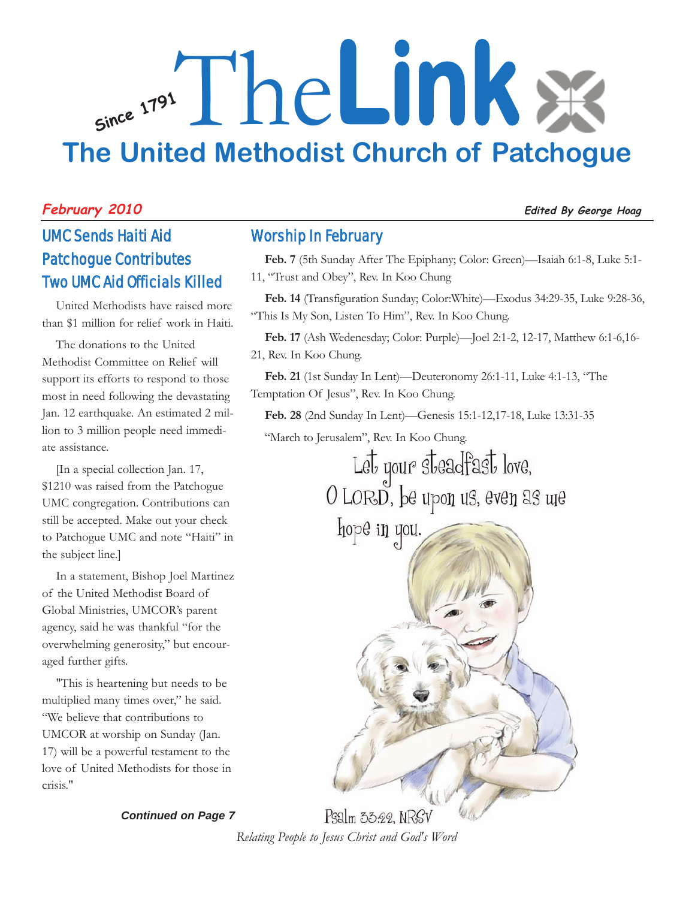# Since 1791 The Link

## The United Methodist Church of Patchogue

*February 2010* — *Edited By George Hoag*

## UMC Sends Haiti Aid
## Patchogue Contributes
## Two UMC Aid Officials Killed

United Methodists have raised more than $1 million for relief work in Haiti.

The donations to the United Methodist Committee on Relief will support its efforts to respond to those most in need following the devastating Jan. 12 earthquake. An estimated 2 million to 3 million people need immediate assistance.

[In a special collection Jan. 17, $1210 was raised from the Patchogue UMC congregation. Contributions can still be accepted. Make out your check to Patchogue UMC and note "Haiti" in the subject line.]

In a statement, Bishop Joel Martinez of the United Methodist Board of Global Ministries, UMCOR's parent agency, said he was thankful "for the overwhelming generosity," but encouraged further gifts.

"This is heartening but needs to be multiplied many times over," he said. "We believe that contributions to UMCOR at worship on Sunday (Jan. 17) will be a powerful testament to the love of United Methodists for those in crisis."

**Continued on Page 7**

## Worship In February

**Feb. 7** (5th Sunday After The Epiphany; Color: Green)—Isaiah 6:1-8, Luke 5:1-11, "Trust and Obey", Rev. In Koo Chung

**Feb. 14** (Transfiguration Sunday; Color:White)—Exodus 34:29-35, Luke 9:28-36, "This Is My Son, Listen To Him", Rev. In Koo Chung.

**Feb. 17** (Ash Wedenesday; Color: Purple)—Joel 2:1-2, 12-17, Matthew 6:1-6,16-21, Rev. In Koo Chung.

**Feb. 21** (1st Sunday In Lent)—Deuteronomy 26:1-11, Luke 4:1-13, "The Temptation Of Jesus", Rev. In Koo Chung.

**Feb. 28** (2nd Sunday In Lent)—Genesis 15:1-12,17-18, Luke 13:31-35

"March to Jerusalem", Rev. In Koo Chung.

Let your steadfast love, O LORD, be upon us, even as we hope in you.

Psalm 33:22, NRSV

*Relating People to Jesus Christ and God's Word*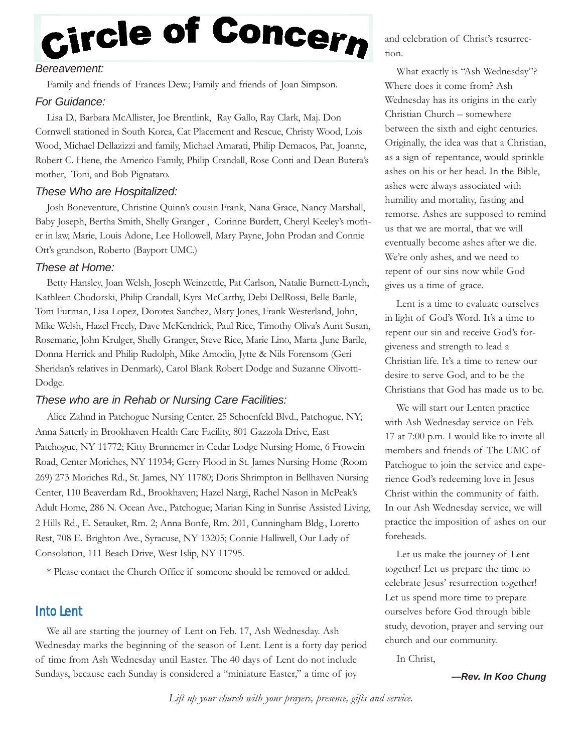# Circle of Concern

### *Bereavement:*

Family and friends of Frances Dew.; Family and friends of Joan Simpson.

### *For Guidance:*

Lisa D., Barbara McAllister, Joe Brentlink, Ray Gallo, Ray Clark, Maj. Don Cornwell stationed in South Korea, Cat Placement and Rescue, Christy Wood, Lois Wood, Michael Dellazizzi and family, Michael Amarati, Philip Demacos, Pat, Joanne, Robert C. Hiene, the Americo Family, Philip Crandall, Rose Conti and Dean Butera's mother, Toni, and Bob Pignataro.

### *These Who are Hospitalized:*

Josh Boneventure, Christine Quinn's cousin Frank, Nana Grace, Nancy Marshall, Baby Joseph, Bertha Smith, Shelly Granger , Corinne Burdett, Cheryl Keeley's mother in law, Marie, Louis Adone, Lee Hollowell, Mary Payne, John Prodan and Connie Ott's grandson, Roberto (Bayport UMC.)

### *These at Home:*

Betty Hansley, Joan Welsh, Joseph Weinzettle, Pat Carlson, Natalie Burnett-Lynch, Kathleen Chodorski, Philip Crandall, Kyra McCarthy, Debi DelRossi, Belle Barile, Tom Furman, Lisa Lopez, Dorotea Sanchez, Mary Jones, Frank Westerland, John, Mike Welsh, Hazel Freely, Dave McKendrick, Paul Rice, Timothy Oliva's Aunt Susan, Rosemarie, John Krulger, Shelly Granger, Steve Rice, Marie Lino, Marta ,June Barile, Donna Herrick and Philip Rudolph, Mike Amodio, Jytte & Nils Forensom (Geri Sheridan's relatives in Denmark), Carol Blank Robert Dodge and Suzanne Olivotti-Dodge.

### *These who are in Rehab or Nursing Care Facilities:*

Alice Zahnd in Patchogue Nursing Center, 25 Schoenfeld Blvd., Patchogue, NY; Anna Satterly in Brookhaven Health Care Facility, 801 Gazzola Drive, East Patchogue, NY 11772; Kitty Brunnemer in Cedar Lodge Nursing Home, 6 Frowein Road, Center Moriches, NY 11934; Gerry Flood in St. James Nursing Home (Room 269) 273 Moriches Rd., St. James, NY 11780; Doris Shrimpton in Bellhaven Nursing Center, 110 Beaverdam Rd., Brookhaven; Hazel Nargi, Rachel Nason in McPeak's Adult Home, 286 N. Ocean Ave., Patchogue; Marian King in Sunrise Assisted Living, 2 Hills Rd., E. Setauket, Rm. 2; Anna Bonfe, Rm. 201, Cunningham Bldg., Loretto Rest, 708 E. Brighton Ave., Syracuse, NY 13205; Connie Halliwell, Our Lady of Consolation, 111 Beach Drive, West Islip, NY 11795.

* Please contact the Church Office if someone should be removed or added.

## Into Lent

We all are starting the journey of Lent on Feb. 17, Ash Wednesday. Ash Wednesday marks the beginning of the season of Lent. Lent is a forty day period of time from Ash Wednesday until Easter. The 40 days of Lent do not include Sundays, because each Sunday is considered a "miniature Easter," a time of joy and celebration of Christ's resurrection.

What exactly is "Ash Wednesday"? Where does it come from? Ash Wednesday has its origins in the early Christian Church – somewhere between the sixth and eight centuries. Originally, the idea was that a Christian, as a sign of repentance, would sprinkle ashes on his or her head. In the Bible, ashes were always associated with humility and mortality, fasting and remorse. Ashes are supposed to remind us that we are mortal, that we will eventually become ashes after we die. We're only ashes, and we need to repent of our sins now while God gives us a time of grace.

Lent is a time to evaluate ourselves in light of God's Word. It's a time to repent our sin and receive God's forgiveness and strength to lead a Christian life. It's a time to renew our desire to serve God, and to be the Christians that God has made us to be.

We will start our Lenten practice with Ash Wednesday service on Feb. 17 at 7:00 p.m. I would like to invite all members and friends of The UMC of Patchogue to join the service and experience God's redeeming love in Jesus Christ within the community of faith. In our Ash Wednesday service, we will practice the imposition of ashes on our foreheads.

Let us make the journey of Lent together! Let us prepare the time to celebrate Jesus' resurrection together! Let us spend more time to prepare ourselves before God through bible study, devotion, prayer and serving our church and our community.

In Christ,

***—Rev. In Koo Chung***

*Lift up your church with your prayers, presence, gifts and service.*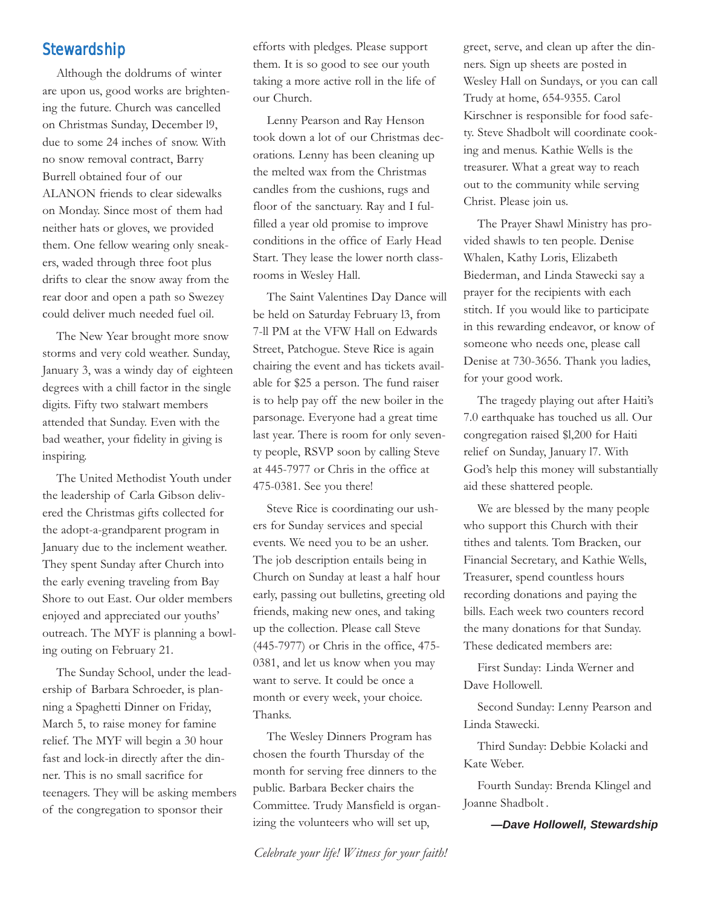## Stewardship

Although the doldrums of winter are upon us, good works are brightening the future. Church was cancelled on Christmas Sunday, December l9, due to some 24 inches of snow. With no snow removal contract, Barry Burrell obtained four of our ALANON friends to clear sidewalks on Monday. Since most of them had neither hats or gloves, we provided them. One fellow wearing only sneakers, waded through three foot plus drifts to clear the snow away from the rear door and open a path so Swezey could deliver much needed fuel oil.

The New Year brought more snow storms and very cold weather. Sunday, January 3, was a windy day of eighteen degrees with a chill factor in the single digits. Fifty two stalwart members attended that Sunday. Even with the bad weather, your fidelity in giving is inspiring.

The United Methodist Youth under the leadership of Carla Gibson delivered the Christmas gifts collected for the adopt-a-grandparent program in January due to the inclement weather. They spent Sunday after Church into the early evening traveling from Bay Shore to out East. Our older members enjoyed and appreciated our youths' outreach. The MYF is planning a bowling outing on February 21.

The Sunday School, under the leadership of Barbara Schroeder, is planning a Spaghetti Dinner on Friday, March 5, to raise money for famine relief. The MYF will begin a 30 hour fast and lock-in directly after the dinner. This is no small sacrifice for teenagers. They will be asking members of the congregation to sponsor their efforts with pledges. Please support them. It is so good to see our youth taking a more active roll in the life of our Church.

Lenny Pearson and Ray Henson took down a lot of our Christmas decorations. Lenny has been cleaning up the melted wax from the Christmas candles from the cushions, rugs and floor of the sanctuary. Ray and I fulfilled a year old promise to improve conditions in the office of Early Head Start. They lease the lower north classrooms in Wesley Hall.

The Saint Valentines Day Dance will be held on Saturday February l3, from 7-ll PM at the VFW Hall on Edwards Street, Patchogue. Steve Rice is again chairing the event and has tickets available for $25 a person. The fund raiser is to help pay off the new boiler in the parsonage. Everyone had a great time last year. There is room for only seventy people, RSVP soon by calling Steve at 445-7977 or Chris in the office at 475-0381. See you there!

Steve Rice is coordinating our ushers for Sunday services and special events. We need you to be an usher. The job description entails being in Church on Sunday at least a half hour early, passing out bulletins, greeting old friends, making new ones, and taking up the collection. Please call Steve (445-7977) or Chris in the office, 475-0381, and let us know when you may want to serve. It could be once a month or every week, your choice. Thanks.

The Wesley Dinners Program has chosen the fourth Thursday of the month for serving free dinners to the public. Barbara Becker chairs the Committee. Trudy Mansfield is organizing the volunteers who will set up, greet, serve, and clean up after the dinners. Sign up sheets are posted in Wesley Hall on Sundays, or you can call Trudy at home, 654-9355. Carol Kirschner is responsible for food safety. Steve Shadbolt will coordinate cooking and menus. Kathie Wells is the treasurer. What a great way to reach out to the community while serving Christ. Please join us.

The Prayer Shawl Ministry has provided shawls to ten people. Denise Whalen, Kathy Loris, Elizabeth Biederman, and Linda Stawecki say a prayer for the recipients with each stitch. If you would like to participate in this rewarding endeavor, or know of someone who needs one, please call Denise at 730-3656. Thank you ladies, for your good work.

The tragedy playing out after Haiti's 7.0 earthquake has touched us all. Our congregation raised $l,200 for Haiti relief on Sunday, January l7. With God's help this money will substantially aid these shattered people.

We are blessed by the many people who support this Church with their tithes and talents. Tom Bracken, our Financial Secretary, and Kathie Wells, Treasurer, spend countless hours recording donations and paying the bills. Each week two counters record the many donations for that Sunday. These dedicated members are:

First Sunday: Linda Werner and Dave Hollowell.

Second Sunday: Lenny Pearson and Linda Stawecki.

Third Sunday: Debbie Kolacki and Kate Weber.

Fourth Sunday: Brenda Klingel and Joanne Shadbolt.

***—Dave Hollowell, Stewardship***

*Celebrate your life! Witness for your faith!*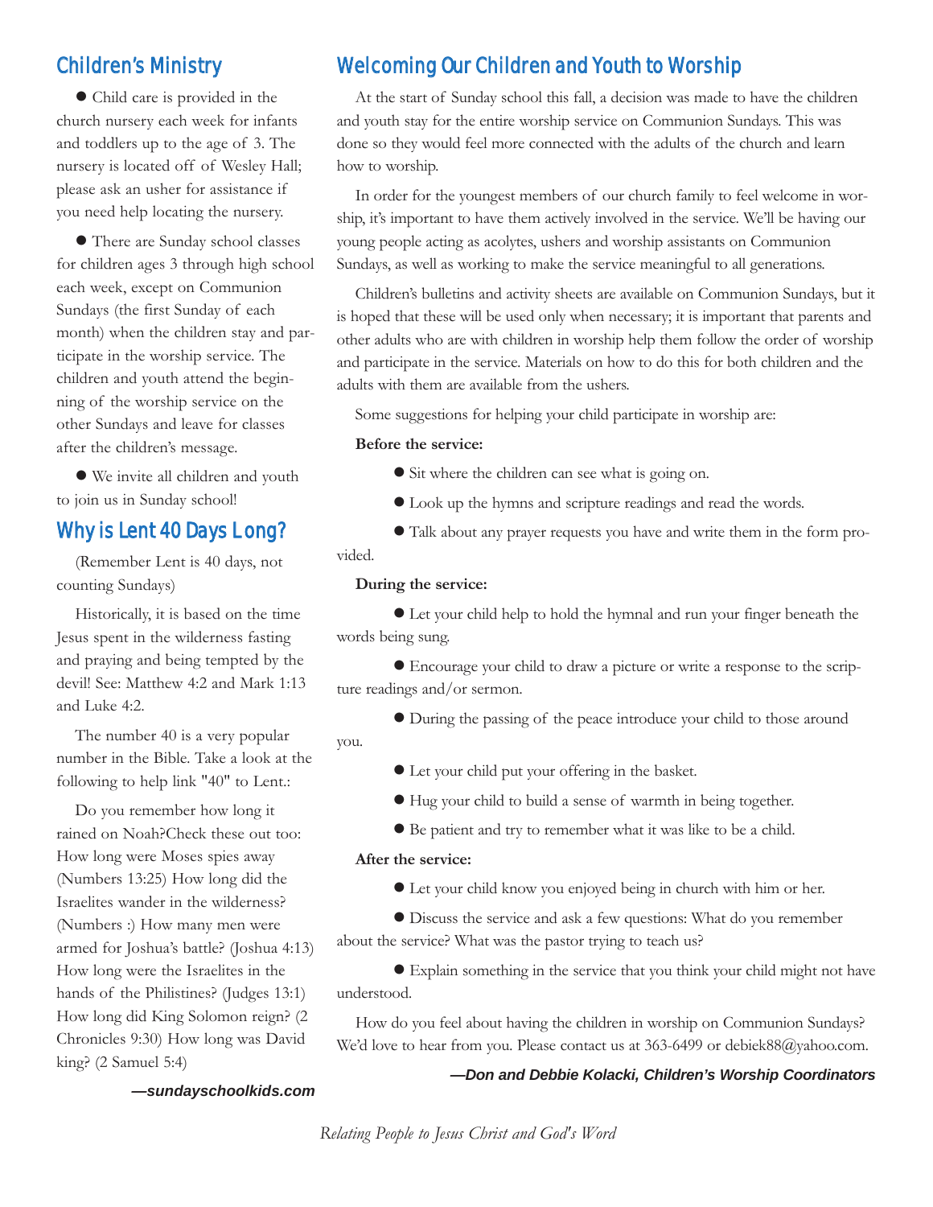## Children's Ministry

- Child care is provided in the church nursery each week for infants and toddlers up to the age of 3. The nursery is located off of Wesley Hall; please ask an usher for assistance if you need help locating the nursery.

- There are Sunday school classes for children ages 3 through high school each week, except on Communion Sundays (the first Sunday of each month) when the children stay and participate in the worship service. The children and youth attend the beginning of the worship service on the other Sundays and leave for classes after the children's message.

- We invite all children and youth to join us in Sunday school!

## Why is Lent 40 Days Long?

(Remember Lent is 40 days, not counting Sundays)

Historically, it is based on the time Jesus spent in the wilderness fasting and praying and being tempted by the devil! See: Matthew 4:2 and Mark 1:13 and Luke 4:2.

The number 40 is a very popular number in the Bible. Take a look at the following to help link "40" to Lent.:

Do you remember how long it rained on Noah?Check these out too: How long were Moses spies away (Numbers 13:25) How long did the Israelites wander in the wilderness? (Numbers :) How many men were armed for Joshua's battle? (Joshua 4:13) How long were the Israelites in the hands of the Philistines? (Judges 13:1) How long did King Solomon reign? (2 Chronicles 9:30) How long was David king? (2 Samuel 5:4)

***—sundayschoolkids.com***

## Welcoming Our Children and Youth to Worship

At the start of Sunday school this fall, a decision was made to have the children and youth stay for the entire worship service on Communion Sundays. This was done so they would feel more connected with the adults of the church and learn how to worship.

In order for the youngest members of our church family to feel welcome in worship, it's important to have them actively involved in the service. We'll be having our young people acting as acolytes, ushers and worship assistants on Communion Sundays, as well as working to make the service meaningful to all generations.

Children's bulletins and activity sheets are available on Communion Sundays, but it is hoped that these will be used only when necessary; it is important that parents and other adults who are with children in worship help them follow the order of worship and participate in the service. Materials on how to do this for both children and the adults with them are available from the ushers.

Some suggestions for helping your child participate in worship are:

**Before the service:**

- Sit where the children can see what is going on.
- Look up the hymns and scripture readings and read the words.
- Talk about any prayer requests you have and write them in the form provided.

**During the service:**

- Let your child help to hold the hymnal and run your finger beneath the words being sung.
- Encourage your child to draw a picture or write a response to the scripture readings and/or sermon.
- During the passing of the peace introduce your child to those around you.
- Let your child put your offering in the basket.
- Hug your child to build a sense of warmth in being together.
- Be patient and try to remember what it was like to be a child.

**After the service:**

- Let your child know you enjoyed being in church with him or her.
- Discuss the service and ask a few questions: What do you remember about the service? What was the pastor trying to teach us?
- Explain something in the service that you think your child might not have understood.

How do you feel about having the children in worship on Communion Sundays? We'd love to hear from you. Please contact us at 363-6499 or debiek88@yahoo.com.

***—Don and Debbie Kolacki, Children's Worship Coordinators***

*Relating People to Jesus Christ and God's Word*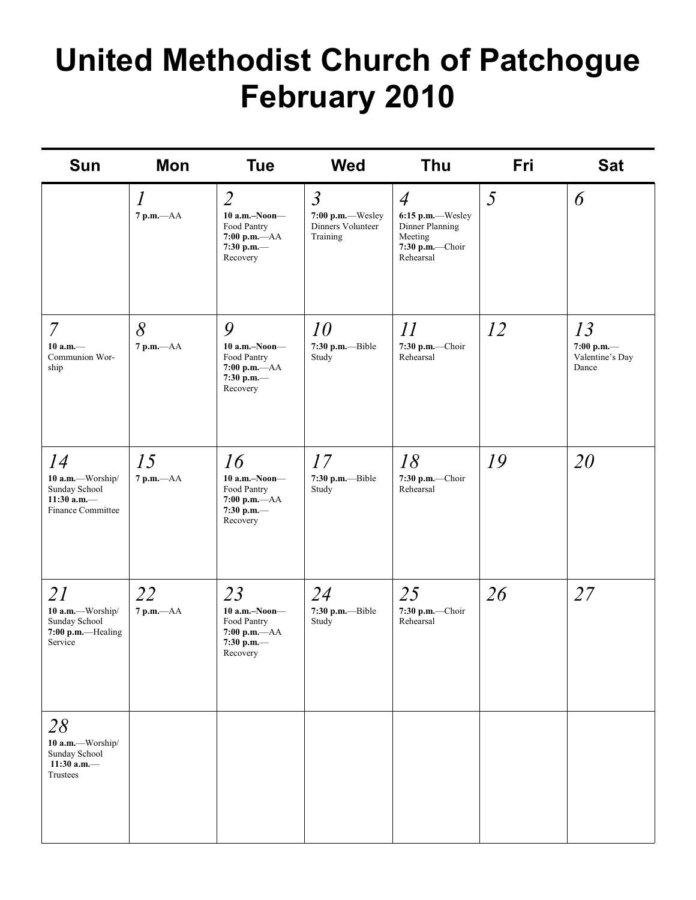# United Methodist Church of Patchogue February 2010

| Sun | Mon | Tue | Wed | Thu | Fri | Sat |
|---|---|---|---|---|---|---|
| | *1* **7 p.m.**—AA | *2* **10 a.m.–Noon**—Food Pantry **7:00 p.m.**—AA **7:30 p.m.**—Recovery | *3* **7:00 p.m.**—Wesley Dinners Volunteer Training | *4* **6:15 p.m.**—Wesley Dinner Planning Meeting **7:30 p.m.**—Choir Rehearsal | *5* | *6* |
| *7* **10 a.m.**—Communion Worship | *8* **7 p.m.**—AA | *9* **10 a.m.–Noon**—Food Pantry **7:00 p.m.**—AA **7:30 p.m.**—Recovery | *10* **7:30 p.m.**—Bible Study | *11* **7:30 p.m.**—Choir Rehearsal | *12* | *13* **7:00 p.m.**—Valentine's Day Dance |
| *14* **10 a.m.**—Worship/ Sunday School **11:30 a.m.**—Finance Committee | *15* **7 p.m.**—AA | *16* **10 a.m.–Noon**—Food Pantry **7:00 p.m.**—AA **7:30 p.m.**—Recovery | *17* **7:30 p.m.**—Bible Study | *18* **7:30 p.m.**—Choir Rehearsal | *19* | *20* |
| *21* **10 a.m.**—Worship/ Sunday School **7:00 p.m.**—Healing Service | *22* **7 p.m.**—AA | *23* **10 a.m.–Noon**—Food Pantry **7:00 p.m.**—AA **7:30 p.m.**—Recovery | *24* **7:30 p.m.**—Bible Study | *25* **7:30 p.m.**—Choir Rehearsal | *26* | *27* |
| *28* **10 a.m.**—Worship/ Sunday School **11:30 a.m.**—Trustees | | | | | | |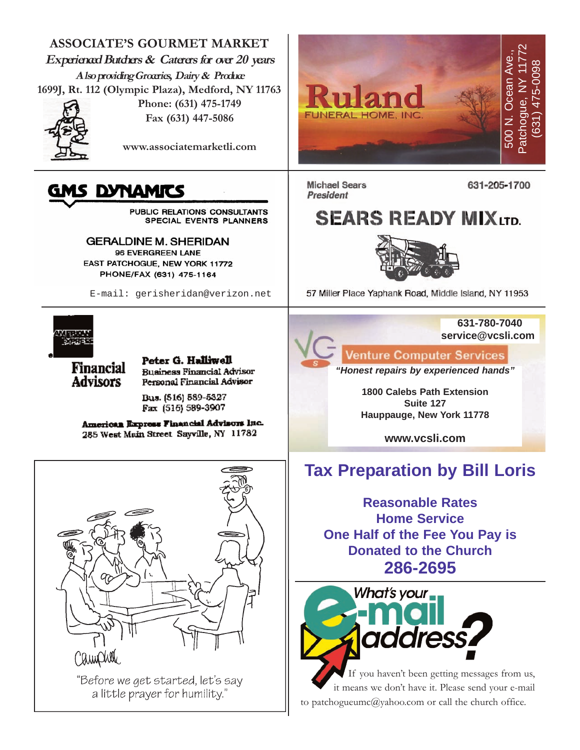**ASSOCIATE'S GOURMET MARKET**

*Experienced Butchers & Caterers for over 20 years*

*Also providing Groceries, Dairy & Produce*

1699J, Rt. 112 (Olympic Plaza), Medford, NY 11763

Phone: (631) 475-1749

Fax (631) 447-5086

www.associatemarketli.com

---

**Ruland**

FUNERAL HOME, INC.

500 N. Ocean Ave., Patchogue, NY 11772
(631) 475-0098

---

**GMS DYNAMICS**

PUBLIC RELATIONS CONSULTANTS
SPECIAL EVENTS PLANNERS

GERALDINE M. SHERIDAN
96 EVERGREEN LANE
EAST PATCHOGUE, NEW YORK 11772
PHONE/FAX (631) 475-1164

E-mail: gerisheridan@verizon.net

---

Michael Sears
*President*

631-205-1700

**SEARS READY MIX LTD.**

57 Miller Place Yaphank Road, Middle Island, NY 11953

---

AMERICAN EXPRESS

**Financial Advisors**

**Peter G. Halliwell**
Business Financial Advisor
Personal Financial Advisor

Bus. (516) 589-5327
Fax (516) 589-3907

**American Express Financial Advisors Inc.**
285 West Main Street Sayville, NY 11782

---

631-780-7040
service@vcsli.com

**Venture Computer Services**

*"Honest repairs by experienced hands"*

1800 Calebs Path Extension
Suite 127
Hauppauge, New York 11778

www.vcsli.com

---

Campbell

"Before we get started, let's say a little prayer for humility."

---

## Tax Preparation by Bill Loris

**Reasonable Rates**
**Home Service**
**One Half of the Fee You Pay is Donated to the Church**
**286-2695**

---

**What's your e-mail address?**

If you haven't been getting messages from us, it means we don't have it. Please send your e-mail to patchogueumc@yahoo.com or call the church office.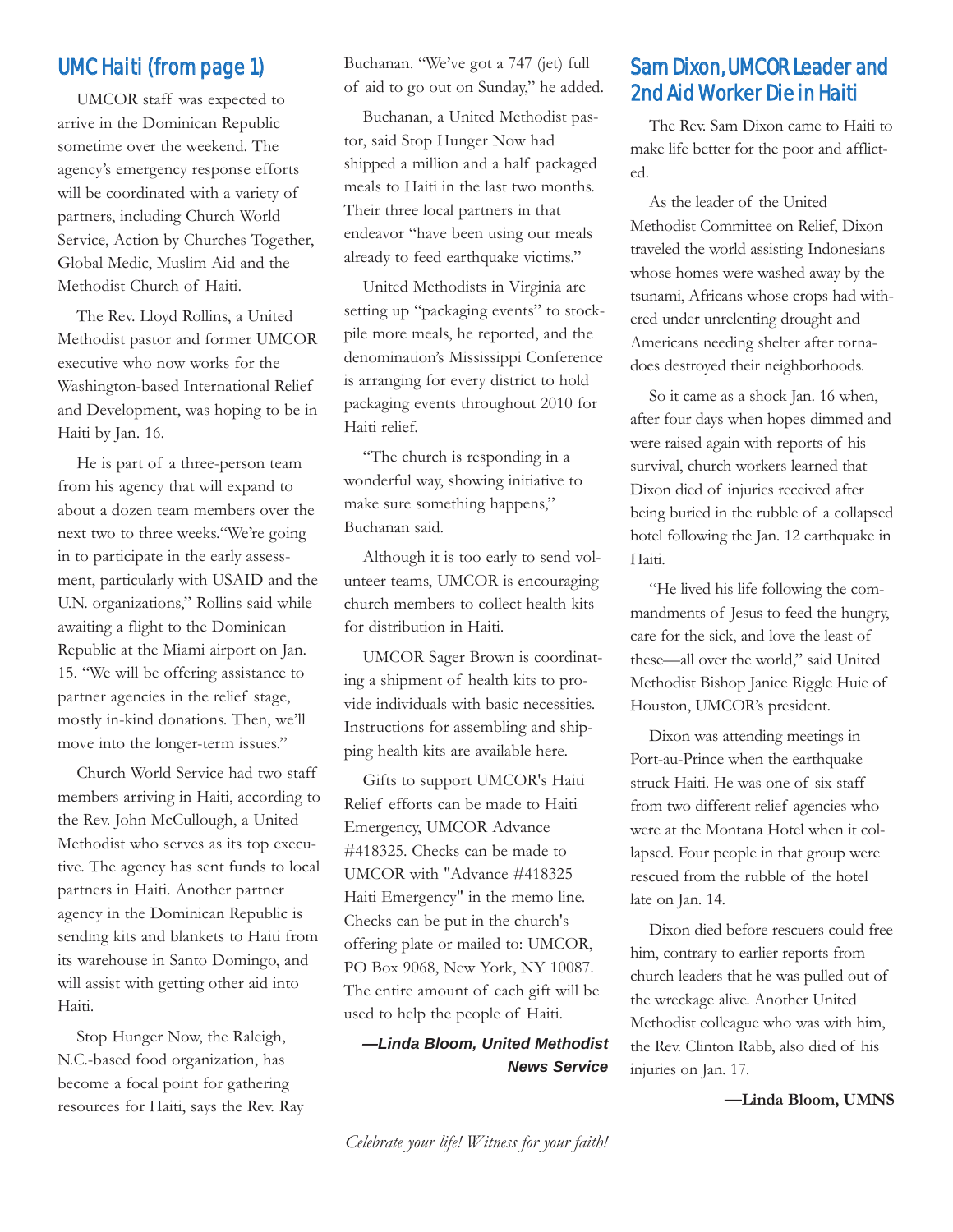## UMC Haiti (from page 1)

UMCOR staff was expected to arrive in the Dominican Republic sometime over the weekend. The agency's emergency response efforts will be coordinated with a variety of partners, including Church World Service, Action by Churches Together, Global Medic, Muslim Aid and the Methodist Church of Haiti.

The Rev. Lloyd Rollins, a United Methodist pastor and former UMCOR executive who now works for the Washington-based International Relief and Development, was hoping to be in Haiti by Jan. 16.

He is part of a three-person team from his agency that will expand to about a dozen team members over the next two to three weeks."We're going in to participate in the early assessment, particularly with USAID and the U.N. organizations," Rollins said while awaiting a flight to the Dominican Republic at the Miami airport on Jan. 15. "We will be offering assistance to partner agencies in the relief stage, mostly in-kind donations. Then, we'll move into the longer-term issues."

Church World Service had two staff members arriving in Haiti, according to the Rev. John McCullough, a United Methodist who serves as its top executive. The agency has sent funds to local partners in Haiti. Another partner agency in the Dominican Republic is sending kits and blankets to Haiti from its warehouse in Santo Domingo, and will assist with getting other aid into Haiti.

Stop Hunger Now, the Raleigh, N.C.-based food organization, has become a focal point for gathering resources for Haiti, says the Rev. Ray Buchanan. "We've got a 747 (jet) full of aid to go out on Sunday," he added.

Buchanan, a United Methodist pastor, said Stop Hunger Now had shipped a million and a half packaged meals to Haiti in the last two months. Their three local partners in that endeavor "have been using our meals already to feed earthquake victims."

United Methodists in Virginia are setting up "packaging events" to stockpile more meals, he reported, and the denomination's Mississippi Conference is arranging for every district to hold packaging events throughout 2010 for Haiti relief.

"The church is responding in a wonderful way, showing initiative to make sure something happens," Buchanan said.

Although it is too early to send volunteer teams, UMCOR is encouraging church members to collect health kits for distribution in Haiti.

UMCOR Sager Brown is coordinating a shipment of health kits to provide individuals with basic necessities. Instructions for assembling and shipping health kits are available here.

Gifts to support UMCOR's Haiti Relief efforts can be made to Haiti Emergency, UMCOR Advance #418325. Checks can be made to UMCOR with "Advance #418325 Haiti Emergency" in the memo line. Checks can be put in the church's offering plate or mailed to: UMCOR, PO Box 9068, New York, NY 10087. The entire amount of each gift will be used to help the people of Haiti.

***—Linda Bloom, United Methodist News Service***

## Sam Dixon, UMCOR Leader and 2nd Aid Worker Die in Haiti

The Rev. Sam Dixon came to Haiti to make life better for the poor and afflicted.

As the leader of the United Methodist Committee on Relief, Dixon traveled the world assisting Indonesians whose homes were washed away by the tsunami, Africans whose crops had withered under unrelenting drought and Americans needing shelter after tornadoes destroyed their neighborhoods.

So it came as a shock Jan. 16 when, after four days when hopes dimmed and were raised again with reports of his survival, church workers learned that Dixon died of injuries received after being buried in the rubble of a collapsed hotel following the Jan. 12 earthquake in Haiti.

"He lived his life following the commandments of Jesus to feed the hungry, care for the sick, and love the least of these—all over the world," said United Methodist Bishop Janice Riggle Huie of Houston, UMCOR's president.

Dixon was attending meetings in Port-au-Prince when the earthquake struck Haiti. He was one of six staff from two different relief agencies who were at the Montana Hotel when it collapsed. Four people in that group were rescued from the rubble of the hotel late on Jan. 14.

Dixon died before rescuers could free him, contrary to earlier reports from church leaders that he was pulled out of the wreckage alive. Another United Methodist colleague who was with him, the Rev. Clinton Rabb, also died of his injuries on Jan. 17.

**—Linda Bloom, UMNS**

*Celebrate your life! Witness for your faith!*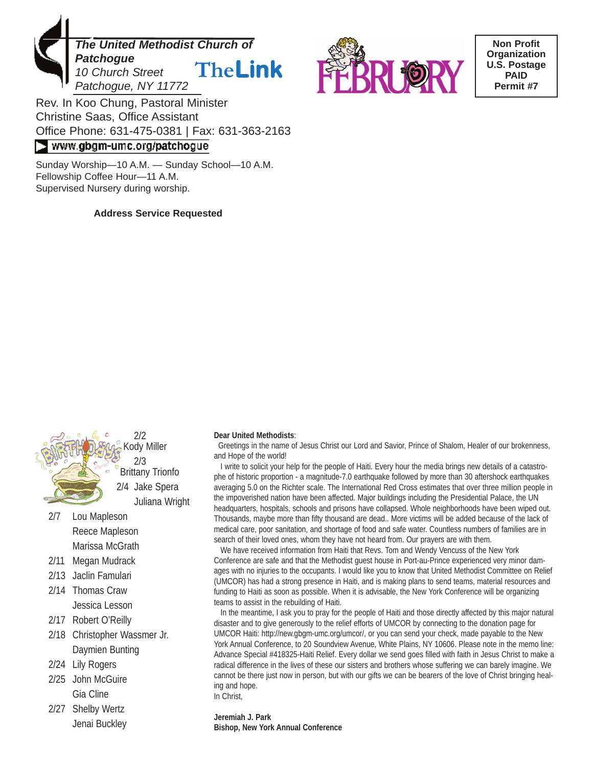**The United Methodist Church of Patchogue**
*10 Church Street*
*Patchogue, NY 11772*

**TheLink**

FEBRUARY

**Non Profit Organization U.S. Postage PAID Permit #7**

Rev. In Koo Chung, Pastoral Minister
Christine Saas, Office Assistant
Office Phone: 631-475-0381 | Fax: 631-363-2163
www.gbgm-umc.org/patchogue

Sunday Worship—10 A.M. — Sunday School—10 A.M.
Fellowship Coffee Hour—11 A.M.
Supervised Nursery during worship.

**Address Service Requested**

BIRTHDAYS

2/2 Kody Miller
2/3 Brittany Trionfo
2/4 Jake Spera
Juliana Wright
2/7 Lou Mapleson
Reece Mapleson
Marissa McGrath
2/11 Megan Mudrack
2/13 Jaclin Famulari
2/14 Thomas Craw
Jessica Lesson
2/17 Robert O'Reilly
2/18 Christopher Wassmer Jr.
Daymien Bunting
2/24 Lily Rogers
2/25 John McGuire
Gia Cline
2/27 Shelby Wertz
Jenai Buckley

**Dear United Methodists**:

Greetings in the name of Jesus Christ our Lord and Savior, Prince of Shalom, Healer of our brokenness, and Hope of the world!

I write to solicit your help for the people of Haiti. Every hour the media brings new details of a catastrophe of historic proportion - a magnitude-7.0 earthquake followed by more than 30 aftershock earthquakes averaging 5.0 on the Richter scale. The International Red Cross estimates that over three million people in the impoverished nation have been affected. Major buildings including the Presidential Palace, the UN headquarters, hospitals, schools and prisons have collapsed. Whole neighborhoods have been wiped out. Thousands, maybe more than fifty thousand are dead.. More victims will be added because of the lack of medical care, poor sanitation, and shortage of food and safe water. Countless numbers of families are in search of their loved ones, whom they have not heard from. Our prayers are with them.

We have received information from Haiti that Revs. Tom and Wendy Vencuss of the New York Conference are safe and that the Methodist guest house in Port-au-Prince experienced very minor damages with no injuries to the occupants. I would like you to know that United Methodist Committee on Relief (UMCOR) has had a strong presence in Haiti, and is making plans to send teams, material resources and funding to Haiti as soon as possible. When it is advisable, the New York Conference will be organizing teams to assist in the rebuilding of Haiti.

In the meantime, I ask you to pray for the people of Haiti and those directly affected by this major natural disaster and to give generously to the relief efforts of UMCOR by connecting to the donation page for UMCOR Haiti: http://new.gbgm-umc.org/umcor/, or you can send your check, made payable to the New York Annual Conference, to 20 Soundview Avenue, White Plains, NY 10606. Please note in the memo line: Advance Special #418325-Haiti Relief. Every dollar we send goes filled with faith in Jesus Christ to make a radical difference in the lives of these our sisters and brothers whose suffering we can barely imagine. We cannot be there just now in person, but with our gifts we can be bearers of the love of Christ bringing healing and hope.

In Christ,

**Jeremiah J. Park**
**Bishop, New York Annual Conference**